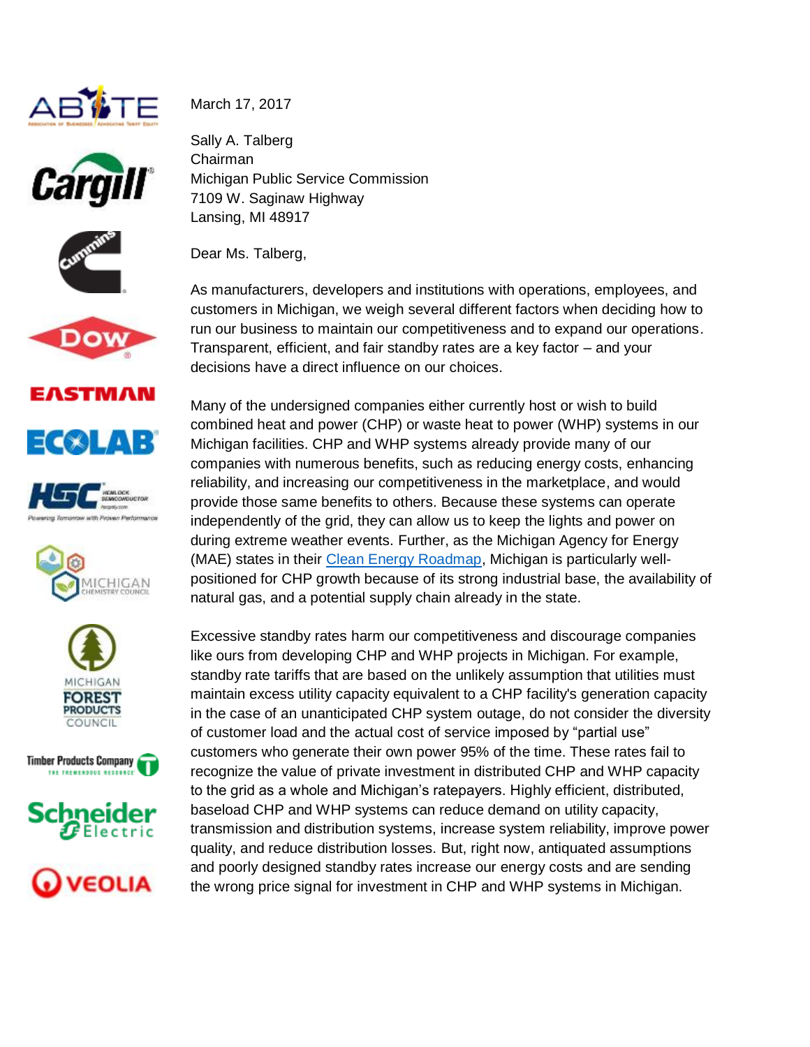March 17, 2017

Sally A. Talberg
Chairman
Michigan Public Service Commission
7109 W. Saginaw Highway
Lansing, MI 48917

Dear Ms. Talberg,

As manufacturers, developers and institutions with operations, employees, and customers in Michigan, we weigh several different factors when deciding how to run our business to maintain our competitiveness and to expand our operations. Transparent, efficient, and fair standby rates are a key factor – and your decisions have a direct influence on our choices.

Many of the undersigned companies either currently host or wish to build combined heat and power (CHP) or waste heat to power (WHP) systems in our Michigan facilities. CHP and WHP systems already provide many of our companies with numerous benefits, such as reducing energy costs, enhancing reliability, and increasing our competitiveness in the marketplace, and would provide those same benefits to others. Because these systems can operate independently of the grid, they can allow us to keep the lights and power on during extreme weather events. Further, as the Michigan Agency for Energy (MAE) states in their Clean Energy Roadmap, Michigan is particularly well-positioned for CHP growth because of its strong industrial base, the availability of natural gas, and a potential supply chain already in the state.

Excessive standby rates harm our competitiveness and discourage companies like ours from developing CHP and WHP projects in Michigan. For example, standby rate tariffs that are based on the unlikely assumption that utilities must maintain excess utility capacity equivalent to a CHP facility's generation capacity in the case of an unanticipated CHP system outage, do not consider the diversity of customer load and the actual cost of service imposed by "partial use" customers who generate their own power 95% of the time. These rates fail to recognize the value of private investment in distributed CHP and WHP capacity to the grid as a whole and Michigan's ratepayers. Highly efficient, distributed, baseload CHP and WHP systems can reduce demand on utility capacity, transmission and distribution systems, increase system reliability, improve power quality, and reduce distribution losses. But, right now, antiquated assumptions and poorly designed standby rates increase our energy costs and are sending the wrong price signal for investment in CHP and WHP systems in Michigan.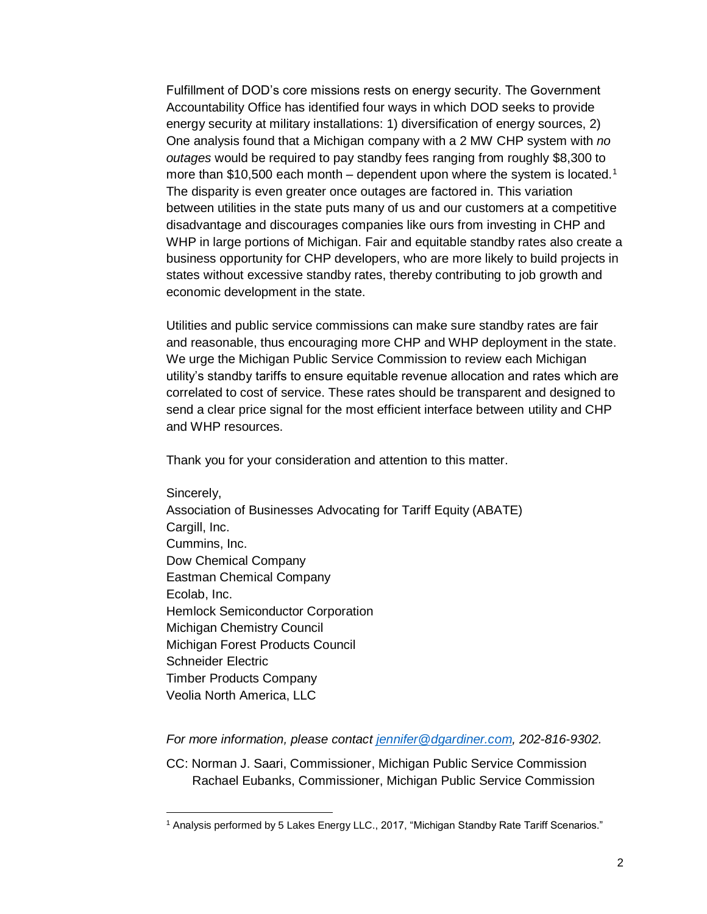Fulfillment of DOD's core missions rests on energy security. The Government Accountability Office has identified four ways in which DOD seeks to provide energy security at military installations: 1) diversification of energy sources, 2) One analysis found that a Michigan company with a 2 MW CHP system with *no outages* would be required to pay standby fees ranging from roughly $8,300 to more than $10,500 each month – dependent upon where the system is located.[1] The disparity is even greater once outages are factored in. This variation between utilities in the state puts many of us and our customers at a competitive disadvantage and discourages companies like ours from investing in CHP and WHP in large portions of Michigan. Fair and equitable standby rates also create a business opportunity for CHP developers, who are more likely to build projects in states without excessive standby rates, thereby contributing to job growth and economic development in the state.

Utilities and public service commissions can make sure standby rates are fair and reasonable, thus encouraging more CHP and WHP deployment in the state. We urge the Michigan Public Service Commission to review each Michigan utility's standby tariffs to ensure equitable revenue allocation and rates which are correlated to cost of service. These rates should be transparent and designed to send a clear price signal for the most efficient interface between utility and CHP and WHP resources.

Thank you for your consideration and attention to this matter.

Sincerely,
Association of Businesses Advocating for Tariff Equity (ABATE)
Cargill, Inc.
Cummins, Inc.
Dow Chemical Company
Eastman Chemical Company
Ecolab, Inc.
Hemlock Semiconductor Corporation
Michigan Chemistry Council
Michigan Forest Products Council
Schneider Electric
Timber Products Company
Veolia North America, LLC

*For more information, please contact [jennifer@dgardiner.com](mailto:jennifer@dgardiner.com), 202-816-9302.*

CC: Norman J. Saari, Commissioner, Michigan Public Service Commission
Rachael Eubanks, Commissioner, Michigan Public Service Commission

[1] Analysis performed by 5 Lakes Energy LLC., 2017, "Michigan Standby Rate Tariff Scenarios."